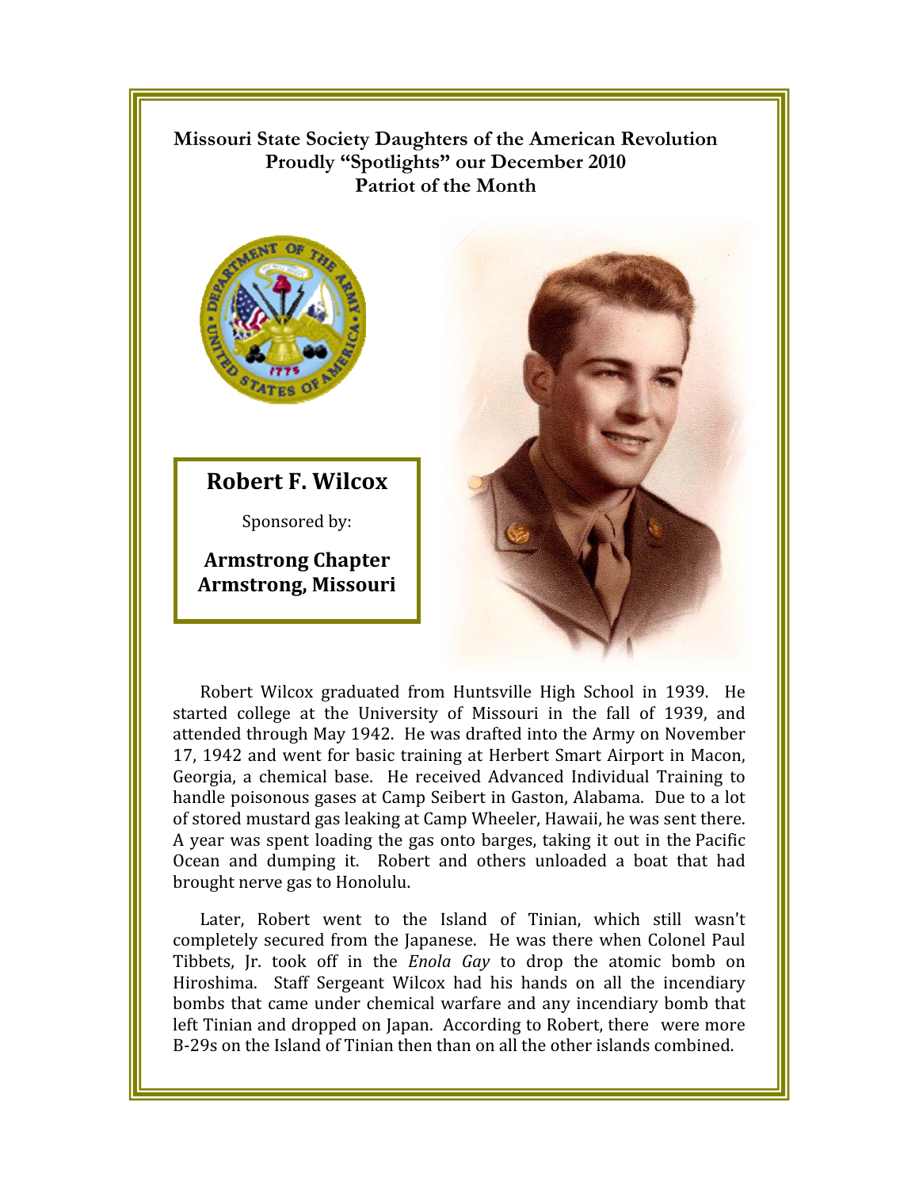**Missouri State Society Daughters of the American Revolution**
**Proudly "Spotlights" our December 2010**
**Patriot of the Month**

## Robert F. Wilcox

Sponsored by:

**Armstrong Chapter**
**Armstrong, Missouri**

Robert Wilcox graduated from Huntsville High School in 1939. He started college at the University of Missouri in the fall of 1939, and attended through May 1942. He was drafted into the Army on November 17, 1942 and went for basic training at Herbert Smart Airport in Macon, Georgia, a chemical base. He received Advanced Individual Training to handle poisonous gases at Camp Seibert in Gaston, Alabama. Due to a lot of stored mustard gas leaking at Camp Wheeler, Hawaii, he was sent there. A year was spent loading the gas onto barges, taking it out in the Pacific Ocean and dumping it. Robert and others unloaded a boat that had brought nerve gas to Honolulu.

Later, Robert went to the Island of Tinian, which still wasn't completely secured from the Japanese. He was there when Colonel Paul Tibbets, Jr. took off in the *Enola Gay* to drop the atomic bomb on Hiroshima. Staff Sergeant Wilcox had his hands on all the incendiary bombs that came under chemical warfare and any incendiary bomb that left Tinian and dropped on Japan. According to Robert, there were more B-29s on the Island of Tinian then than on all the other islands combined.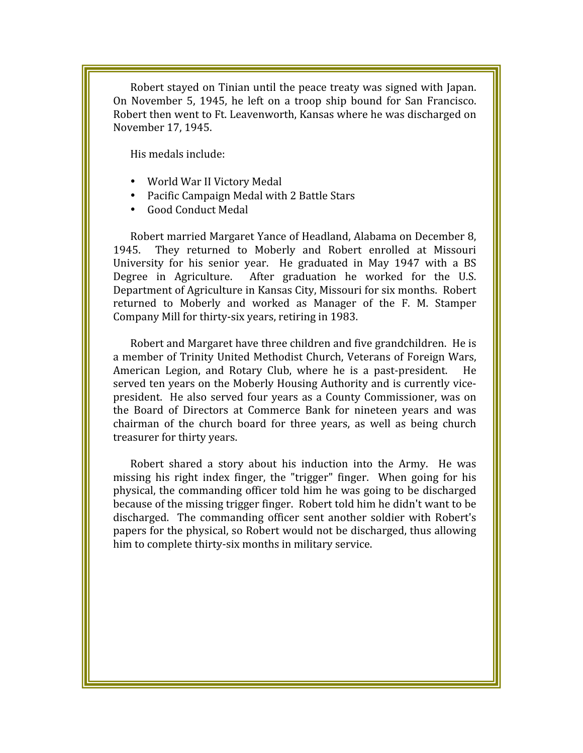Robert stayed on Tinian until the peace treaty was signed with Japan. On November 5, 1945, he left on a troop ship bound for San Francisco. Robert then went to Ft. Leavenworth, Kansas where he was discharged on November 17, 1945.

His medals include:

- World War II Victory Medal
- Pacific Campaign Medal with 2 Battle Stars
- Good Conduct Medal

Robert married Margaret Yance of Headland, Alabama on December 8, 1945. They returned to Moberly and Robert enrolled at Missouri University for his senior year. He graduated in May 1947 with a BS Degree in Agriculture. After graduation he worked for the U.S. Department of Agriculture in Kansas City, Missouri for six months. Robert returned to Moberly and worked as Manager of the F. M. Stamper Company Mill for thirty-six years, retiring in 1983.

Robert and Margaret have three children and five grandchildren. He is a member of Trinity United Methodist Church, Veterans of Foreign Wars, American Legion, and Rotary Club, where he is a past-president. He served ten years on the Moberly Housing Authority and is currently vice-president. He also served four years as a County Commissioner, was on the Board of Directors at Commerce Bank for nineteen years and was chairman of the church board for three years, as well as being church treasurer for thirty years.

Robert shared a story about his induction into the Army. He was missing his right index finger, the "trigger" finger. When going for his physical, the commanding officer told him he was going to be discharged because of the missing trigger finger. Robert told him he didn't want to be discharged. The commanding officer sent another soldier with Robert's papers for the physical, so Robert would not be discharged, thus allowing him to complete thirty-six months in military service.